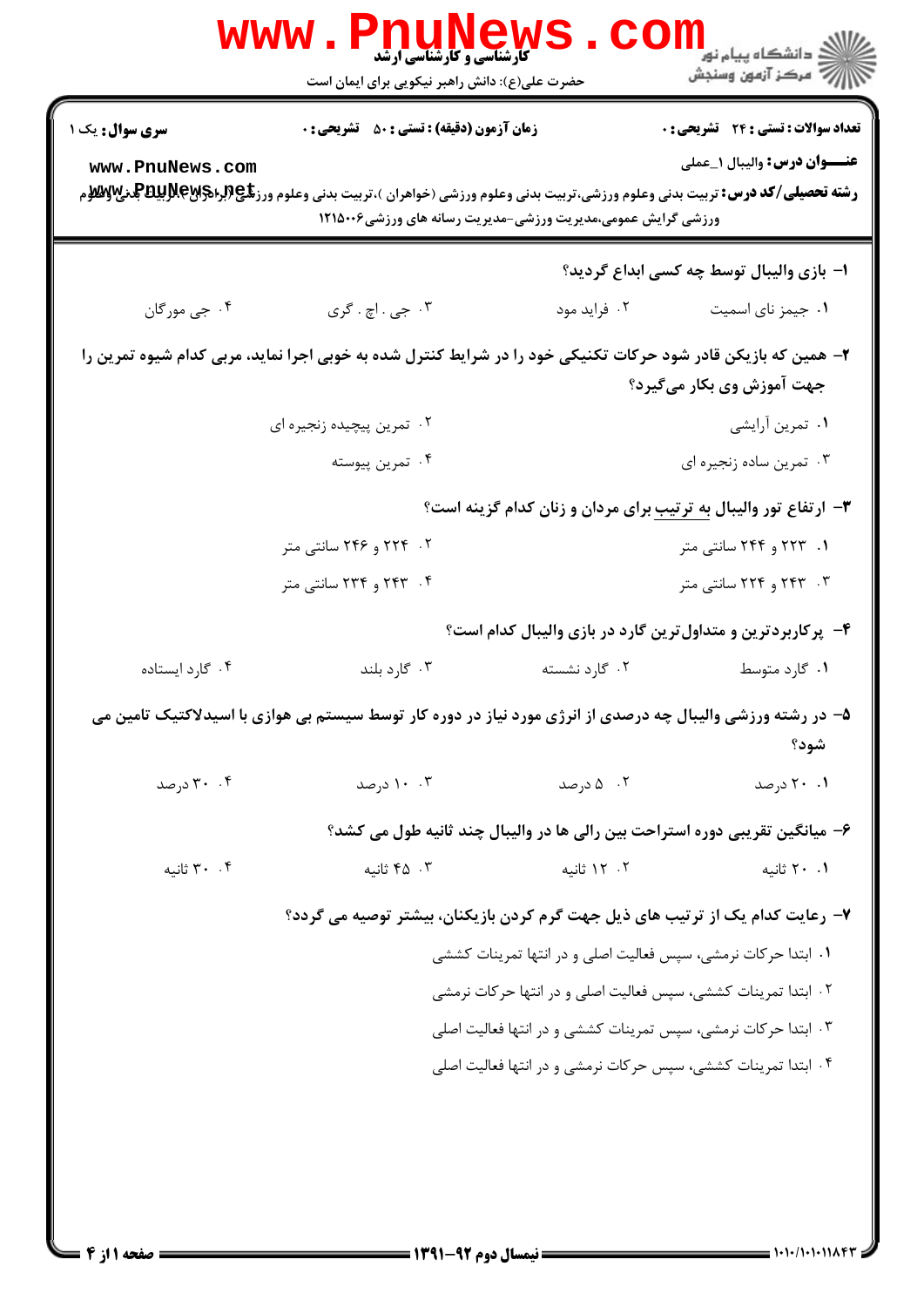**سری سوال:** یک ۱

**زمان آزمون (دقیقه) : تستی : ۵۰ تشریحی : ۰**

**تعداد سوالات : تستی : ۲۴ تشریحی : ۰**

**عنـــوان درس:** والیبال ۱_عملی

**رشته تحصیلی/کد درس:** تربیت بدنی وعلوم ورزشی،تربیت بدنی وعلوم ورزشی (خواهران )،تربیت بدنی وعلوم ورزشی (برادران )،تربیت بدنی وعلوم ورزشی گرایش عمومی،مدیریت ورزشی-مدیریت رسانه های ورزشی۱۲۱۵۰۰۶

**۱- بازی والیبال توسط چه کسی ابداع گردید؟**

۱. جیمز نای اسمیت

۲. فراید مود

۳. جی . اچ . گری

۴. جی مورگان

**۲- همین که بازیکن قادر شود حرکات تکنیکی خود را در شرایط کنترل شده به خوبی اجرا نماید، مربی کدام شیوه تمرین را جهت آموزش وی بکار می‌گیرد؟**

۱. تمرین آرایشی

۲. تمرین پیچیده زنجیره ای

۳. تمرین ساده زنجیره ای

۴. تمرین پیوسته

**۳- ارتفاع تور والیبال به ترتیب برای مردان و زنان کدام گزینه است؟**

۱. ۲۲۳ و ۲۴۴ سانتی متر

۲. ۲۲۴ و ۲۴۶ سانتی متر

۳. ۲۴۳ و ۲۲۴ سانتی متر

۴. ۲۴۳ و ۲۳۴ سانتی متر

**۴- پرکاربردترین و متداول‌ترین گارد در بازی والیبال کدام است؟**

۱. گارد متوسط

۲. گارد نشسته

۳. گارد بلند

۴. گارد ایستاده

**۵- در رشته ورزشی والیبال چه درصدی از انرژی مورد نیاز در دوره کار توسط سیستم بی هوازی با اسیدلاکتیک تامین می شود؟**

۱. ۲۰ درصد

۲. ۵ درصد

۳. ۱۰ درصد

۴. ۳۰ درصد

**۶- میانگین تقریبی دوره استراحت بین رالی ها در والیبال چند ثانیه طول می کشد؟**

۱. ۲۰ ثانیه

۲. ۱۲ ثانیه

۳. ۴۵ ثانیه

۴. ۳۰ ثانیه

**۷- رعایت کدام یک از ترتیب های ذیل جهت گرم کردن بازیکنان، بیشتر توصیه می گردد؟**

۱. ابتدا حرکات نرمشی، سپس فعالیت اصلی و در انتها تمرینات کششی

۲. ابتدا تمرینات کششی، سپس فعالیت اصلی و در انتها حرکات نرمشی

۳. ابتدا حرکات نرمشی، سپس تمرینات کششی و در انتها فعالیت اصلی

۴. ابتدا تمرینات کششی، سپس حرکات نرمشی و در انتها فعالیت اصلی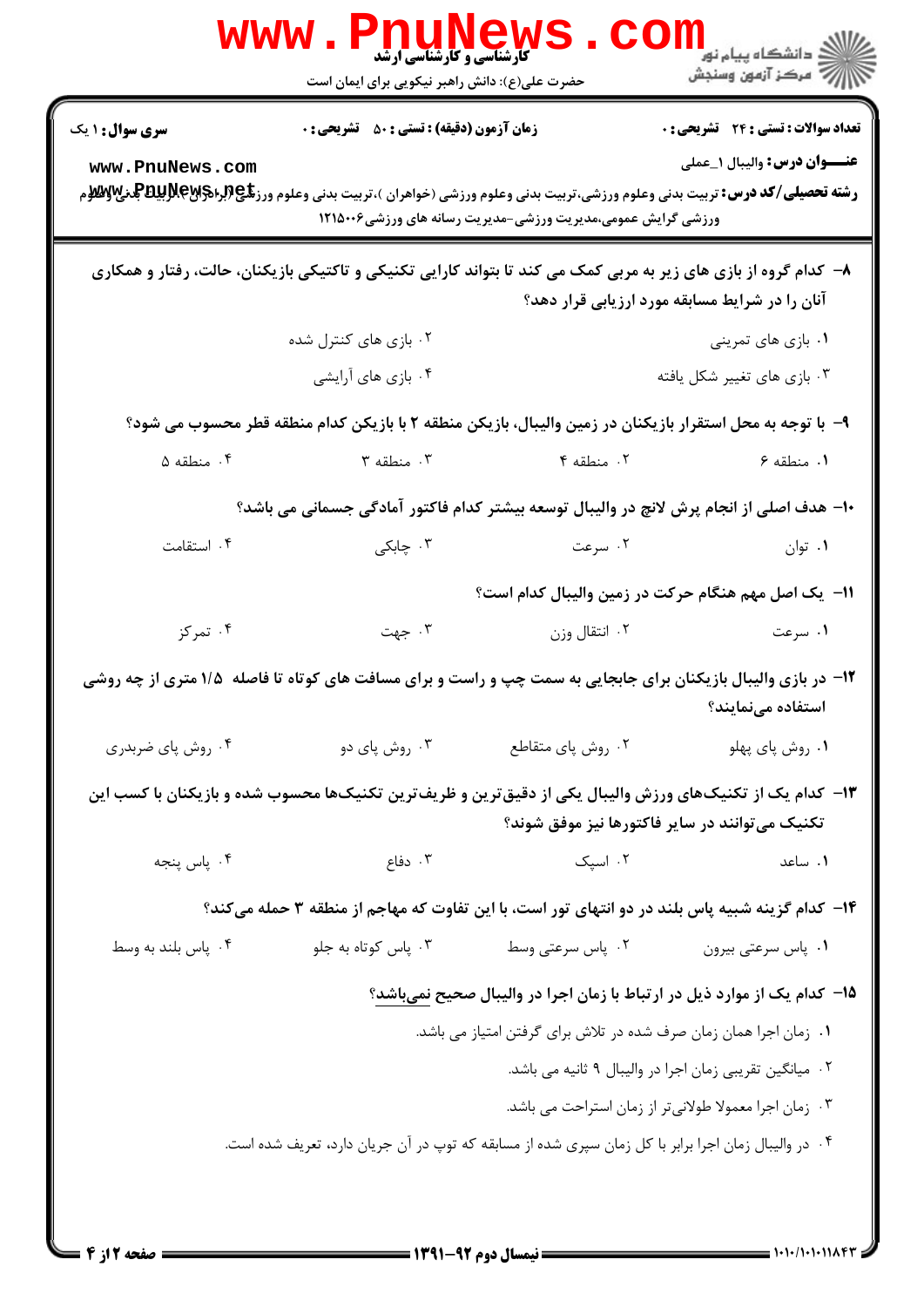**سری سؤال:** ۱ یک

**زمان آزمون (دقیقه) : تستی : ۵۰ تشریحی : ۰**

**تعداد سوالات : تستی : ۲۴ تشریحی : ۰**

**عنـــوان درس:** والیبال ۱_عملی

**رشته تحصیلی/کد درس:** تربیت بدنی وعلوم ورزشی،تربیت بدنی وعلوم ورزشی (خواهران )،تربیت بدنی وعلوم ورزشی (برادران)،تربیت بدنی وعلوم ورزشی گرایش عمومی،مدیریت ورزشی-مدیریت رسانه های ورزشی۱۲۱۵۰۰۶

۸- کدام گروه از بازی های زیر به مربی کمک می کند تا بتواند کارایی تکنیکی و تاکتیکی بازیکنان، حالت، رفتار و همکاری آنان را در شرایط مسابقه مورد ارزیابی قرار دهد؟

۱. بازی های تمرینی
۲. بازی های کنترل شده
۳. بازی های تغییر شکل یافته
۴. بازی های آرایشی

۹- با توجه به محل استقرار بازیکنان در زمین والیبال، بازیکن منطقه ۲ با بازیکن کدام منطقه قطر محسوب می شود؟

۱. منطقه ۶
۲. منطقه ۴
۳. منطقه ۳
۴. منطقه ۵

۱۰- هدف اصلی از انجام پرش لانچ در والیبال توسعه بیشتر کدام فاکتور آمادگی جسمانی می باشد؟

۱. توان
۲. سرعت
۳. چابکی
۴. استقامت

۱۱- یک اصل مهم هنگام حرکت در زمین والیبال کدام است؟

۱. سرعت
۲. انتقال وزن
۳. جهت
۴. تمرکز

۱۲- در بازی والیبال بازیکنان برای جابجایی به سمت چپ و راست و برای مسافت های کوتاه تا فاصله ۱/۵ متری از چه روشی استفاده می‌نمایند؟

۱. روش پای پهلو
۲. روش پای متقاطع
۳. روش پای دو
۴. روش پای ضربدری

۱۳- کدام یک از تکنیک‌های ورزش والیبال یکی از دقیق‌ترین و ظریف‌ترین تکنیک‌ها محسوب شده و بازیکنان با کسب این تکنیک می‌توانند در سایر فاکتورها نیز موفق شوند؟

۱. ساعد
۲. اسپک
۳. دفاع
۴. پاس پنجه

۱۴- کدام گزینه شبیه پاس بلند در دو انتهای تور است، با این تفاوت که مهاجم از منطقه ۳ حمله می‌کند؟

۱. پاس سرعتی بیرون
۲. پاس سرعتی وسط
۳. پاس کوتاه به جلو
۴. پاس بلند به وسط

۱۵- کدام یک از موارد ذیل در ارتباط با زمان اجرا در والیبال صحیح نمی‌باشد؟

۱. زمان اجرا همان زمان صرف شده در تلاش برای گرفتن امتیاز می باشد.
۲. میانگین تقریبی زمان اجرا در والیبال ۹ ثانیه می باشد.
۳. زمان اجرا معمولا طولانی‌تر از زمان استراحت می باشد.
۴. در والیبال زمان اجرا برابر با کل زمان سپری شده از مسابقه که توپ در آن جریان دارد، تعریف شده است.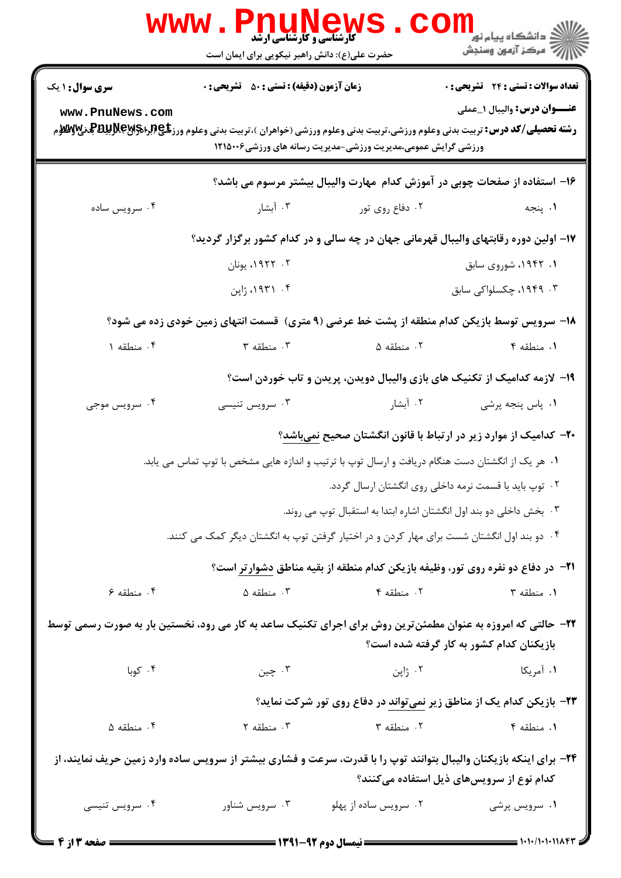۱۶- استفاده از صفحات چوبی در آموزش کدام مهارت والیبال بیشتر مرسوم می باشد؟

۱. پنجه
۲. دفاع روی تور
۳. آبشار
۴. سرویس ساده

۱۷- اولین دوره رقابتهای والیبال قهرمانی جهان در چه سالی و در کدام کشور برگزار گردید؟

۱. ۱۹۴۲، شوروی سابق
۲. ۱۹۲۲، یونان
۳. ۱۹۴۹، چکسلواکی سابق
۴. ۱۹۳۱، ژاپن

۱۸- سرویس توسط بازیکن کدام منطقه از پشت خط عرضی (۹ متری) قسمت انتهای زمین خودی زده می شود؟

۱. منطقه ۴
۲. منطقه ۵
۳. منطقه ۳
۴. منطقه ۱

۱۹- لازمه کدامیک از تکنیک های بازی والیبال دویدن، پریدن و تاب خوردن است؟

۱. پاس پنجه پرشی
۲. آبشار
۳. سرویس تنیسی
۴. سرویس موجی

۲۰- کدامیک از موارد زیر در ارتباط با قانون انگشتان صحیح نمی‌باشد؟

۱. هر یک از انگشتان دست هنگام دریافت و ارسال توپ با ترتیب و اندازه هایی مشخص با توپ تماس می یابد.
۲. توپ باید با قسمت نرمه داخلی روی انگشتان ارسال گردد.
۳. بخش داخلی دو بند اول انگشتان اشاره ابتدا به استقبال توپ می روند.
۴. دو بند اول انگشتان شست برای مهار کردن و در اختیار گرفتن توپ به انگشتان دیگر کمک می کنند.

۲۱- در دفاع دو نفره روی تور، وظیفه بازیکن کدام منطقه از بقیه مناطق دشوارتر است؟

۱. منطقه ۳
۲. منطقه ۴
۳. منطقه ۵
۴. منطقه ۶

۲۲- حالتی که امروزه به عنوان مطمئن‌ترین روش برای اجرای تکنیک ساعد به کار می رود، نخستین بار به صورت رسمی توسط بازیکنان کدام کشور به کار گرفته شده است؟

۱. آمریکا
۲. ژاپن
۳. چین
۴. کوبا

۲۳- بازیکن کدام یک از مناطق زیر نمی‌تواند در دفاع روی تور شرکت نماید؟

۱. منطقه ۴
۲. منطقه ۳
۳. منطقه ۲
۴. منطقه ۵

۲۴- برای اینکه بازیکنان والیبال بتوانند توپ را با قدرت، سرعت و فشاری بیشتر از سرویس ساده وارد زمین حریف نمایند، از کدام نوع از سرویس‌های ذیل استفاده می‌کنند؟

۱. سرویس پرشی
۲. سرویس ساده از پهلو
۳. سرویس شناور
۴. سرویس تنیسی